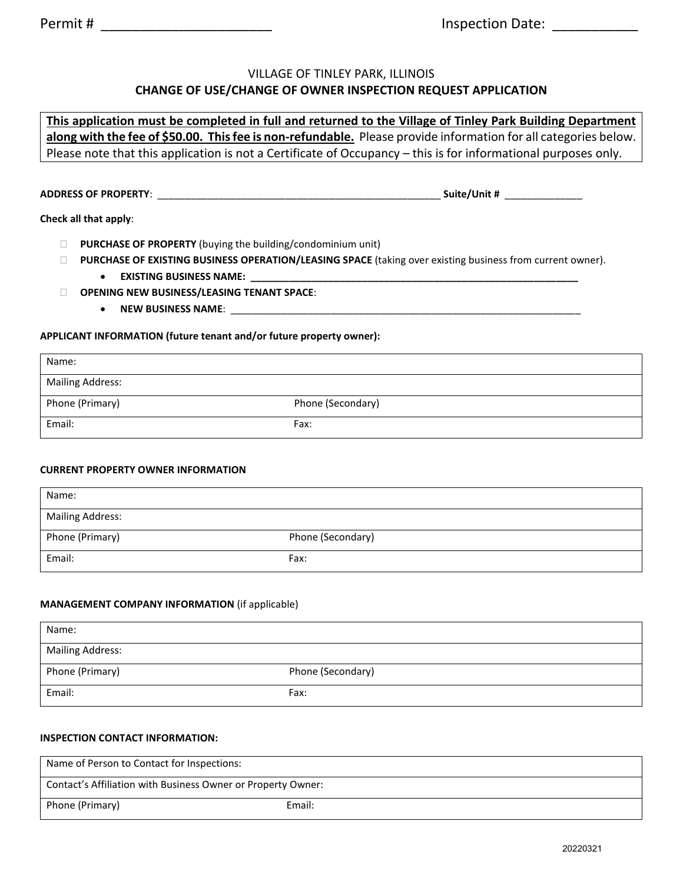Permit # ______________________ Inspection Date: ___________

VILLAGE OF TINLEY PARK, ILLINOIS

## CHANGE OF USE/CHANGE OF OWNER INSPECTION REQUEST APPLICATION

**This application must be completed in full and returned to the Village of Tinley Park Building Department along with the fee of $50.00. This fee is non-refundable.** Please provide information for all categories below. Please note that this application is not a Certificate of Occupancy – this is for informational purposes only.

**ADDRESS OF PROPERTY**: ____________________________________________________ **Suite/Unit #** ______________

**Check all that apply**:

- ☐ **PURCHASE OF PROPERTY** (buying the building/condominium unit)
- ☐ **PURCHASE OF EXISTING BUSINESS OPERATION/LEASING SPACE** (taking over existing business from current owner).
  - **EXISTING BUSINESS NAME: _______________________________________________________________**
- ☐ **OPENING NEW BUSINESS/LEASING TENANT SPACE**:
  - **NEW BUSINESS NAME**: _______________________________________________________________

**APPLICANT INFORMATION (future tenant and/or future property owner):**

| Name: | |
|---|---|
| Mailing Address: | |
| Phone (Primary) | Phone (Secondary) |
| Email: | Fax: |

**CURRENT PROPERTY OWNER INFORMATION**

| Name: | |
|---|---|
| Mailing Address: | |
| Phone (Primary) | Phone (Secondary) |
| Email: | Fax: |

**MANAGEMENT COMPANY INFORMATION** (if applicable)

| Name: | |
|---|---|
| Mailing Address: | |
| Phone (Primary) | Phone (Secondary) |
| Email: | Fax: |

**INSPECTION CONTACT INFORMATION:**

| Name of Person to Contact for Inspections: | |
|---|---|
| Contact's Affiliation with Business Owner or Property Owner: | |
| Phone (Primary) | Email: |

20220321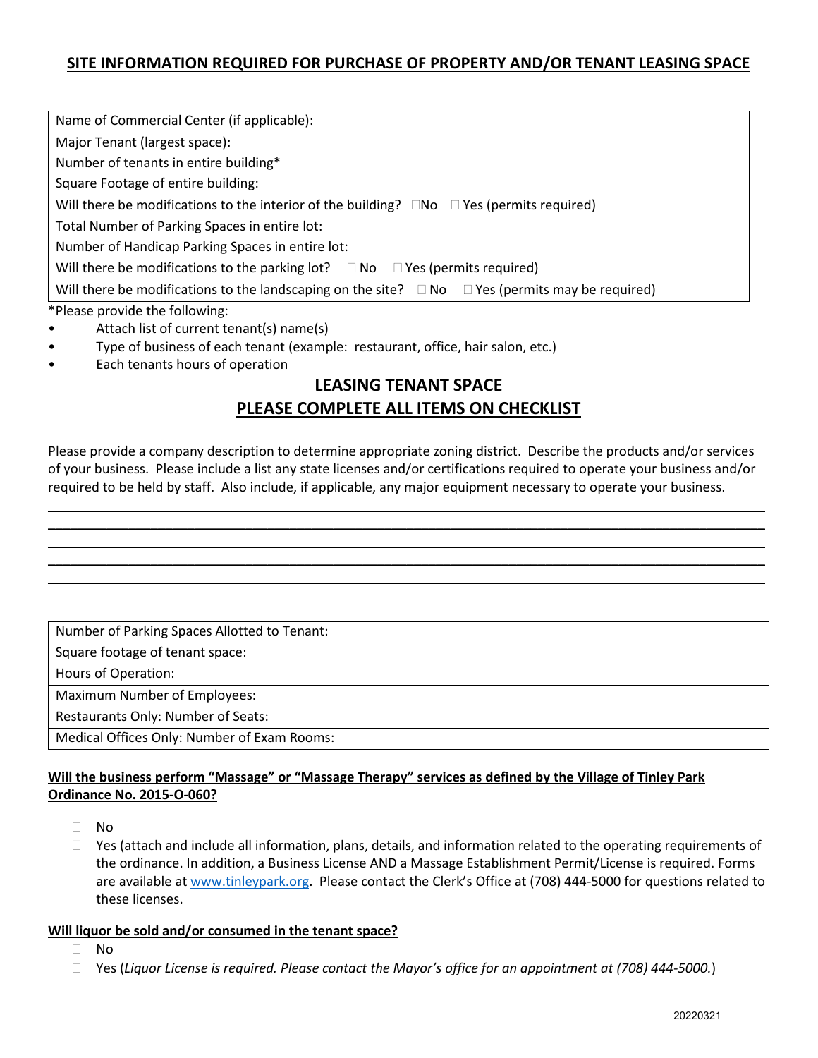## SITE INFORMATION REQUIRED FOR PURCHASE OF PROPERTY AND/OR TENANT LEASING SPACE

| Name of Commercial Center (if applicable): |
|---|
| Major Tenant (largest space): |
| Number of tenants in entire building* |
| Square Footage of entire building: |
| Will there be modifications to the interior of the building? ☐No ☐ Yes (permits required) |
| Total Number of Parking Spaces in entire lot: |
| Number of Handicap Parking Spaces in entire lot: |
| Will there be modifications to the parking lot? ☐ No ☐ Yes (permits required) |
| Will there be modifications to the landscaping on the site? ☐ No ☐ Yes (permits may be required) |

*Please provide the following:

- Attach list of current tenant(s) name(s)
- Type of business of each tenant (example: restaurant, office, hair salon, etc.)
- Each tenants hours of operation

## LEASING TENANT SPACE
## PLEASE COMPLETE ALL ITEMS ON CHECKLIST

Please provide a company description to determine appropriate zoning district. Describe the products and/or services of your business. Please include a list any state licenses and/or certifications required to operate your business and/or required to be held by staff. Also include, if applicable, any major equipment necessary to operate your business.

\_\_\_\_\_\_\_\_\_\_\_\_\_\_\_\_\_\_\_\_\_\_\_\_\_\_\_\_\_\_\_\_\_\_\_\_\_\_\_\_\_\_\_\_\_\_\_\_\_\_\_\_\_\_\_\_\_\_\_\_\_\_\_\_\_\_\_\_\_\_\_\_\_\_\_\_\_\_

\_\_\_\_\_\_\_\_\_\_\_\_\_\_\_\_\_\_\_\_\_\_\_\_\_\_\_\_\_\_\_\_\_\_\_\_\_\_\_\_\_\_\_\_\_\_\_\_\_\_\_\_\_\_\_\_\_\_\_\_\_\_\_\_\_\_\_\_\_\_\_\_\_\_\_\_\_\_

\_\_\_\_\_\_\_\_\_\_\_\_\_\_\_\_\_\_\_\_\_\_\_\_\_\_\_\_\_\_\_\_\_\_\_\_\_\_\_\_\_\_\_\_\_\_\_\_\_\_\_\_\_\_\_\_\_\_\_\_\_\_\_\_\_\_\_\_\_\_\_\_\_\_\_\_\_\_

\_\_\_\_\_\_\_\_\_\_\_\_\_\_\_\_\_\_\_\_\_\_\_\_\_\_\_\_\_\_\_\_\_\_\_\_\_\_\_\_\_\_\_\_\_\_\_\_\_\_\_\_\_\_\_\_\_\_\_\_\_\_\_\_\_\_\_\_\_\_\_\_\_\_\_\_\_\_

\_\_\_\_\_\_\_\_\_\_\_\_\_\_\_\_\_\_\_\_\_\_\_\_\_\_\_\_\_\_\_\_\_\_\_\_\_\_\_\_\_\_\_\_\_\_\_\_\_\_\_\_\_\_\_\_\_\_\_\_\_\_\_\_\_\_\_\_\_\_\_\_\_\_\_\_\_\_

| Number of Parking Spaces Allotted to Tenant: |
|---|
| Square footage of tenant space: |
| Hours of Operation: |
| Maximum Number of Employees: |
| Restaurants Only: Number of Seats: |
| Medical Offices Only: Number of Exam Rooms: |

**Will the business perform "Massage" or "Massage Therapy" services as defined by the Village of Tinley Park Ordinance No. 2015-O-060?**

- ☐ No
- ☐ Yes (attach and include all information, plans, details, and information related to the operating requirements of the ordinance. In addition, a Business License AND a Massage Establishment Permit/License is required. Forms are available at www.tinleypark.org. Please contact the Clerk's Office at (708) 444-5000 for questions related to these licenses.

**Will liquor be sold and/or consumed in the tenant space?**

- ☐ No
- ☐ Yes (*Liquor License is required. Please contact the Mayor's office for an appointment at (708) 444-5000.*)

20220321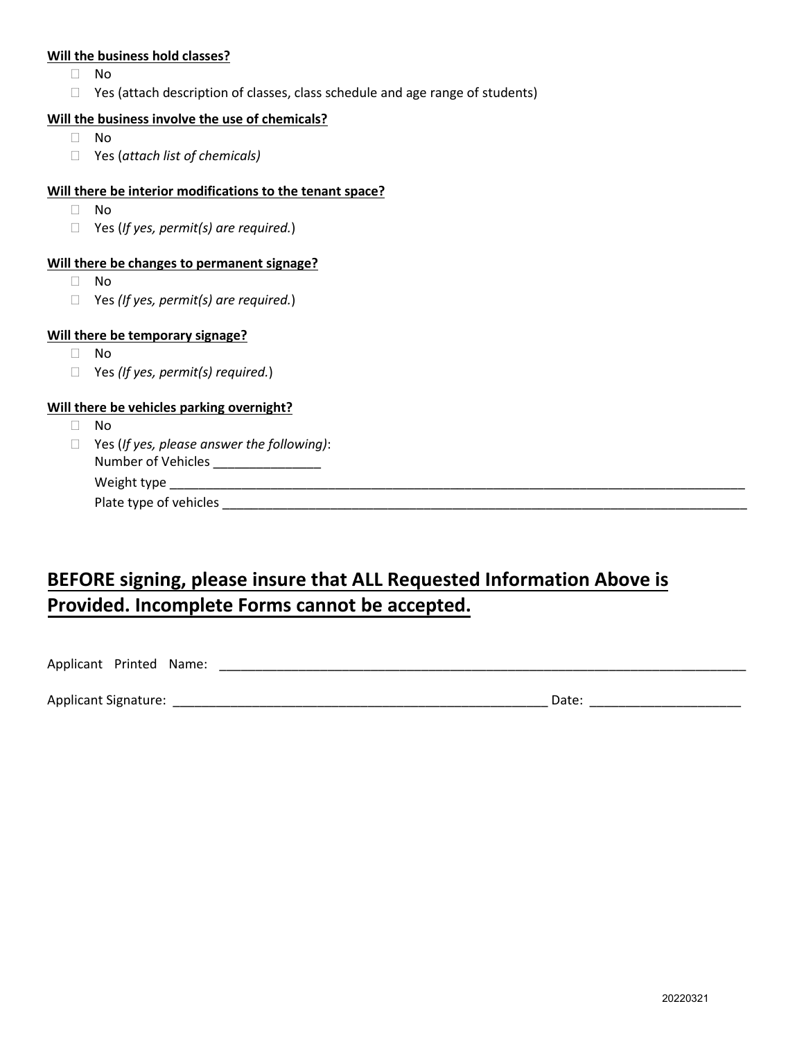**Will the business hold classes?**

- ☐ No
- ☐ Yes (attach description of classes, class schedule and age range of students)

**Will the business involve the use of chemicals?**

- ☐ No
- ☐ Yes (*attach list of chemicals)*

**Will there be interior modifications to the tenant space?**

- ☐ No
- ☐ Yes (*If yes, permit(s) are required.*)

**Will there be changes to permanent signage?**

- ☐ No
- ☐ Yes *(If yes, permit(s) are required.*)

**Will there be temporary signage?**

- ☐ No
- ☐ Yes *(If yes, permit(s) required.*)

**Will there be vehicles parking overnight?**

- ☐ No
- ☐ Yes (*If yes, please answer the following)*:
  Number of Vehicles _______________
  Weight type ______________________________________________________________________________
  Plate type of vehicles ______________________________________________________________________

## BEFORE signing, please insure that ALL Requested Information Above is Provided. Incomplete Forms cannot be accepted.

Applicant Printed Name: ____________________________________________________________________________

Applicant Signature: ______________________________________________________ Date: _____________________

20220321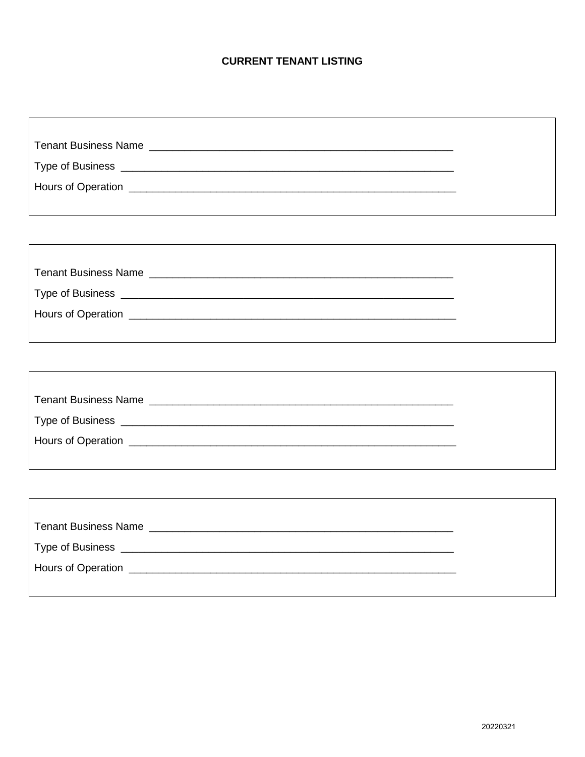**CURRENT TENANT LISTING**

Tenant Business Name ____________________________________________________

Type of Business _________________________________________________________

Hours of Operation _______________________________________________________

---

Tenant Business Name ____________________________________________________

Type of Business _________________________________________________________

Hours of Operation _______________________________________________________

---

Tenant Business Name ____________________________________________________

Type of Business _________________________________________________________

Hours of Operation _______________________________________________________

---

Tenant Business Name ____________________________________________________

Type of Business _________________________________________________________

Hours of Operation _______________________________________________________

20220321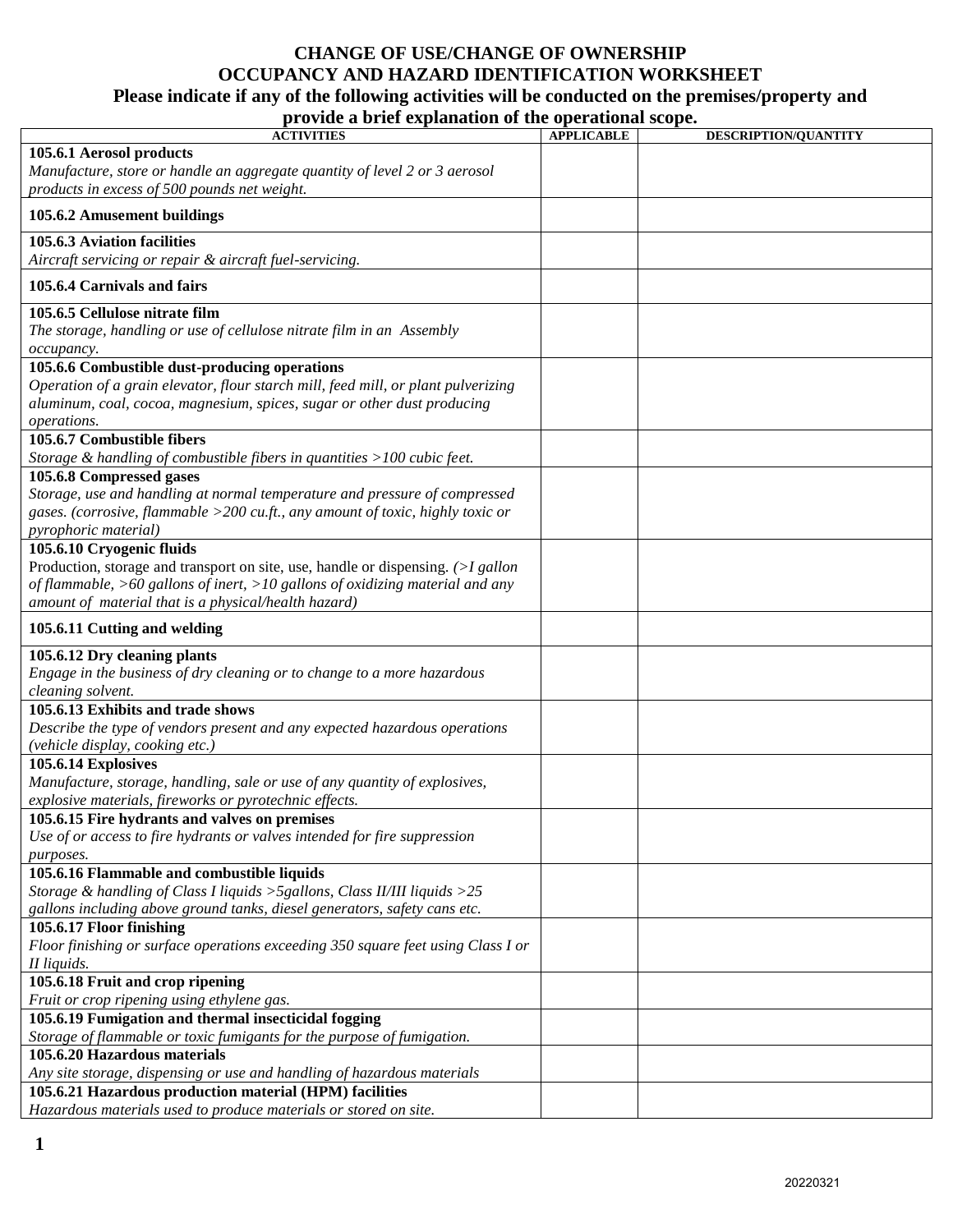# CHANGE OF USE/CHANGE OF OWNERSHIP
## OCCUPANCY AND HAZARD IDENTIFICATION WORKSHEET
### Please indicate if any of the following activities will be conducted on the premises/property and provide a brief explanation of the operational scope.

| ACTIVITIES | APPLICABLE | DESCRIPTION/QUANTITY |
|---|---|---|
| **105.6.1 Aerosol products**<br>*Manufacture, store or handle an aggregate quantity of level 2 or 3 aerosol products in excess of 500 pounds net weight.* | | |
| **105.6.2 Amusement buildings** | | |
| **105.6.3 Aviation facilities**<br>*Aircraft servicing or repair & aircraft fuel-servicing.* | | |
| **105.6.4 Carnivals and fairs** | | |
| **105.6.5 Cellulose nitrate film**<br>*The storage, handling or use of cellulose nitrate film in an Assembly occupancy.* | | |
| **105.6.6 Combustible dust-producing operations**<br>*Operation of a grain elevator, flour starch mill, feed mill, or plant pulverizing aluminum, coal, cocoa, magnesium, spices, sugar or other dust producing operations.* | | |
| **105.6.7 Combustible fibers**<br>*Storage & handling of combustible fibers in quantities >100 cubic feet.* | | |
| **105.6.8 Compressed gases**<br>*Storage, use and handling at normal temperature and pressure of compressed gases. (corrosive, flammable >200 cu.ft., any amount of toxic, highly toxic or pyrophoric material)* | | |
| **105.6.10 Cryogenic fluids**<br>Production, storage and transport on site, use, handle or dispensing. *(>I gallon of flammable, >60 gallons of inert, >10 gallons of oxidizing material and any amount of material that is a physical/health hazard)* | | |
| **105.6.11 Cutting and welding** | | |
| **105.6.12 Dry cleaning plants**<br>*Engage in the business of dry cleaning or to change to a more hazardous cleaning solvent.* | | |
| **105.6.13 Exhibits and trade shows**<br>*Describe the type of vendors present and any expected hazardous operations (vehicle display, cooking etc.)* | | |
| **105.6.14 Explosives**<br>*Manufacture, storage, handling, sale or use of any quantity of explosives, explosive materials, fireworks or pyrotechnic effects.* | | |
| **105.6.15 Fire hydrants and valves on premises**<br>*Use of or access to fire hydrants or valves intended for fire suppression purposes.* | | |
| **105.6.16 Flammable and combustible liquids**<br>*Storage & handling of Class I liquids >5gallons, Class II/III liquids >25 gallons including above ground tanks, diesel generators, safety cans etc.* | | |
| **105.6.17 Floor finishing**<br>*Floor finishing or surface operations exceeding 350 square feet using Class I or II liquids.* | | |
| **105.6.18 Fruit and crop ripening**<br>*Fruit or crop ripening using ethylene gas.* | | |
| **105.6.19 Fumigation and thermal insecticidal fogging**<br>*Storage of flammable or toxic fumigants for the purpose of fumigation.* | | |
| **105.6.20 Hazardous materials**<br>*Any site storage, dispensing or use and handling of hazardous materials* | | |
| **105.6.21 Hazardous production material (HPM) facilities**<br>*Hazardous materials used to produce materials or stored on site.* | | |

20220321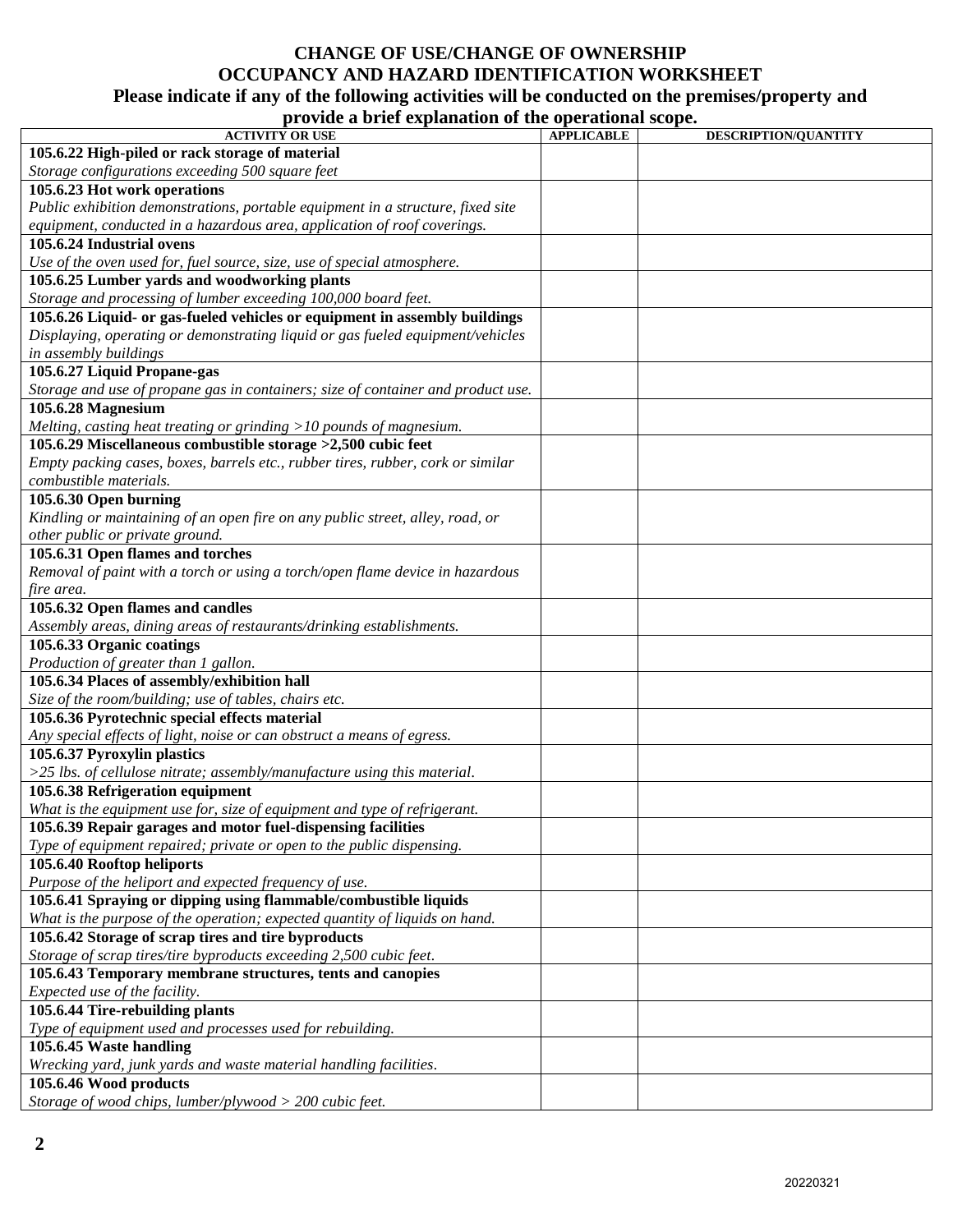# CHANGE OF USE/CHANGE OF OWNERSHIP
## OCCUPANCY AND HAZARD IDENTIFICATION WORKSHEET
### Please indicate if any of the following activities will be conducted on the premises/property and provide a brief explanation of the operational scope.

| ACTIVITY OR USE | APPLICABLE | DESCRIPTION/QUANTITY |
|---|---|---|
| **105.6.22 High-piled or rack storage of material**<br>*Storage configurations exceeding 500 square feet* | | |
| **105.6.23 Hot work operations**<br>*Public exhibition demonstrations, portable equipment in a structure, fixed site equipment, conducted in a hazardous area, application of roof coverings.* | | |
| **105.6.24 Industrial ovens**<br>*Use of the oven used for, fuel source, size, use of special atmosphere.* | | |
| **105.6.25 Lumber yards and woodworking plants**<br>*Storage and processing of lumber exceeding 100,000 board feet.* | | |
| **105.6.26 Liquid- or gas-fueled vehicles or equipment in assembly buildings**<br>*Displaying, operating or demonstrating liquid or gas fueled equipment/vehicles in assembly buildings* | | |
| **105.6.27 Liquid Propane-gas**<br>*Storage and use of propane gas in containers; size of container and product use.* | | |
| **105.6.28 Magnesium**<br>*Melting, casting heat treating or grinding >10 pounds of magnesium.* | | |
| **105.6.29 Miscellaneous combustible storage >2,500 cubic feet**<br>*Empty packing cases, boxes, barrels etc., rubber tires, rubber, cork or similar combustible materials.* | | |
| **105.6.30 Open burning**<br>*Kindling or maintaining of an open fire on any public street, alley, road, or other public or private ground.* | | |
| **105.6.31 Open flames and torches**<br>*Removal of paint with a torch or using a torch/open flame device in hazardous fire area.* | | |
| **105.6.32 Open flames and candles**<br>*Assembly areas, dining areas of restaurants/drinking establishments.* | | |
| **105.6.33 Organic coatings**<br>*Production of greater than 1 gallon.* | | |
| **105.6.34 Places of assembly/exhibition hall**<br>*Size of the room/building; use of tables, chairs etc.* | | |
| **105.6.36 Pyrotechnic special effects material**<br>*Any special effects of light, noise or can obstruct a means of egress.* | | |
| **105.6.37 Pyroxylin plastics**<br>*>25 lbs. of cellulose nitrate; assembly/manufacture using this material.* | | |
| **105.6.38 Refrigeration equipment**<br>*What is the equipment use for, size of equipment and type of refrigerant.* | | |
| **105.6.39 Repair garages and motor fuel-dispensing facilities**<br>*Type of equipment repaired; private or open to the public dispensing.* | | |
| **105.6.40 Rooftop heliports**<br>*Purpose of the heliport and expected frequency of use.* | | |
| **105.6.41 Spraying or dipping using flammable/combustible liquids**<br>*What is the purpose of the operation; expected quantity of liquids on hand.* | | |
| **105.6.42 Storage of scrap tires and tire byproducts**<br>*Storage of scrap tires/tire byproducts exceeding 2,500 cubic feet.* | | |
| **105.6.43 Temporary membrane structures, tents and canopies**<br>*Expected use of the facility.* | | |
| **105.6.44 Tire-rebuilding plants**<br>*Type of equipment used and processes used for rebuilding.* | | |
| **105.6.45 Waste handling**<br>*Wrecking yard, junk yards and waste material handling facilities.* | | |
| **105.6.46 Wood products**<br>*Storage of wood chips, lumber/plywood > 200 cubic feet.* | | |

20220321